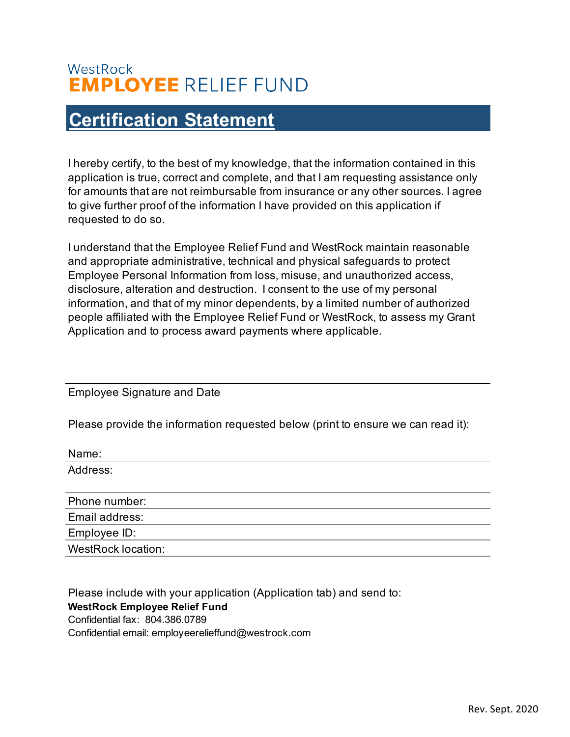WestRock
**EMPLOYEE** RELIEF FUND

# Certification Statement

I hereby certify, to the best of my knowledge, that the information contained in this application is true, correct and complete, and that I am requesting assistance only for amounts that are not reimbursable from insurance or any other sources. I agree to give further proof of the information I have provided on this application if requested to do so.

I understand that the Employee Relief Fund and WestRock maintain reasonable and appropriate administrative, technical and physical safeguards to protect Employee Personal Information from loss, misuse, and unauthorized access, disclosure, alteration and destruction. I consent to the use of my personal information, and that of my minor dependents, by a limited number of authorized people affiliated with the Employee Relief Fund or WestRock, to assess my Grant Application and to process award payments where applicable.

_______________________________________________

Employee Signature and Date

Please provide the information requested below (print to ensure we can read it):

Name:

Address:

Phone number:

Email address:

Employee ID:

WestRock location:

Please include with your application (Application tab) and send to:

**WestRock Employee Relief Fund**

Confidential fax: 804.386.0789

Confidential email: employeerelieffund@westrock.com

Rev. Sept. 2020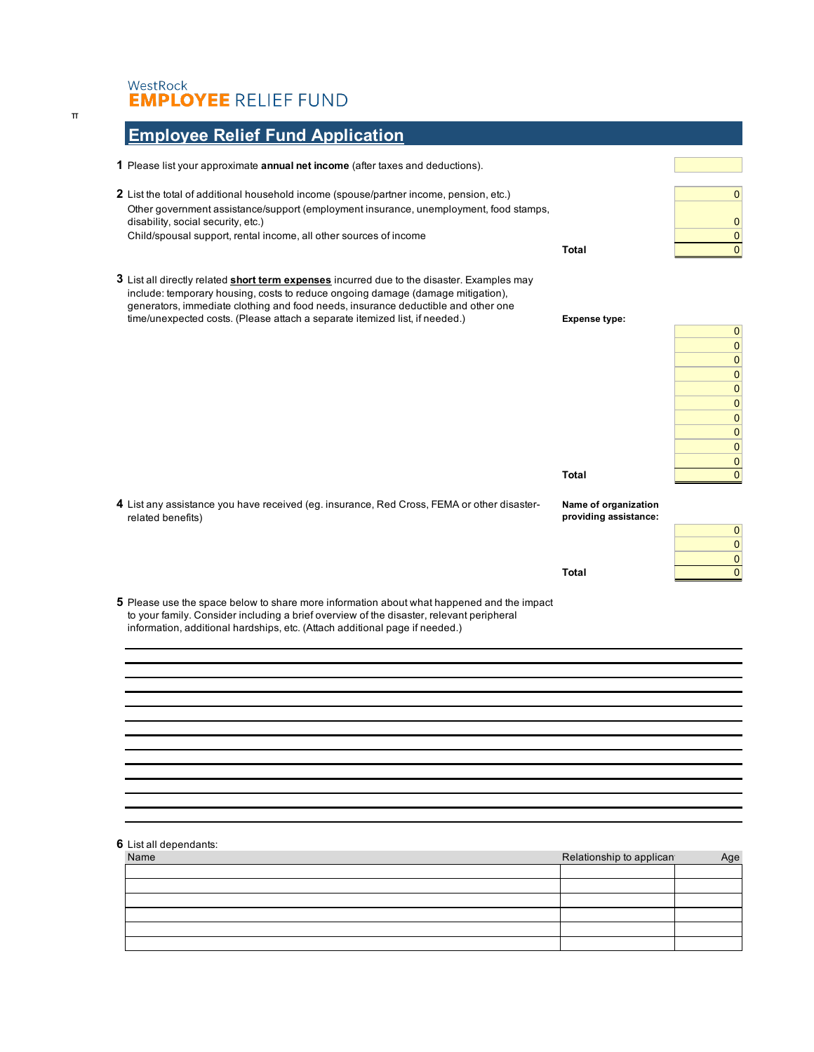WestRock
**EMPLOYEE** RELIEF FUND

## Employee Relief Fund Application

**1** Please list your approximate **annual net income** (after taxes and deductions).

**2** List the total of additional household income (spouse/partner income, pension, etc.) — 0

Other government assistance/support (employment insurance, unemployment, food stamps, disability, social security, etc.) — 0

Child/spousal support, rental income, all other sources of income — 0

**Total** — 0

**3** List all directly related **short term expenses** incurred due to the disaster. Examples may include: temporary housing, costs to reduce ongoing damage (damage mitigation), generators, immediate clothing and food needs, insurance deductible and other one time/unexpected costs. (Please attach a separate itemized list, if needed.)

| Expense type: | |
|---|---|
| | 0 |
| | 0 |
| | 0 |
| | 0 |
| | 0 |
| | 0 |
| | 0 |
| | 0 |
| | 0 |
| | 0 |
| **Total** | 0 |

**4** List any assistance you have received (eg. insurance, Red Cross, FEMA or other disaster-related benefits)

| Name of organization providing assistance: | |
|---|---|
| | 0 |
| | 0 |
| | 0 |
| **Total** | 0 |

**5** Please use the space below to share more information about what happened and the impact to your family. Consider including a brief overview of the disaster, relevant peripheral information, additional hardships, etc. (Attach additional page if needed.)

**6** List all dependants:

| Name | Relationship to applicant | Age |
|---|---|---|
| | | |
| | | |
| | | |
| | | |
| | | |
| | | |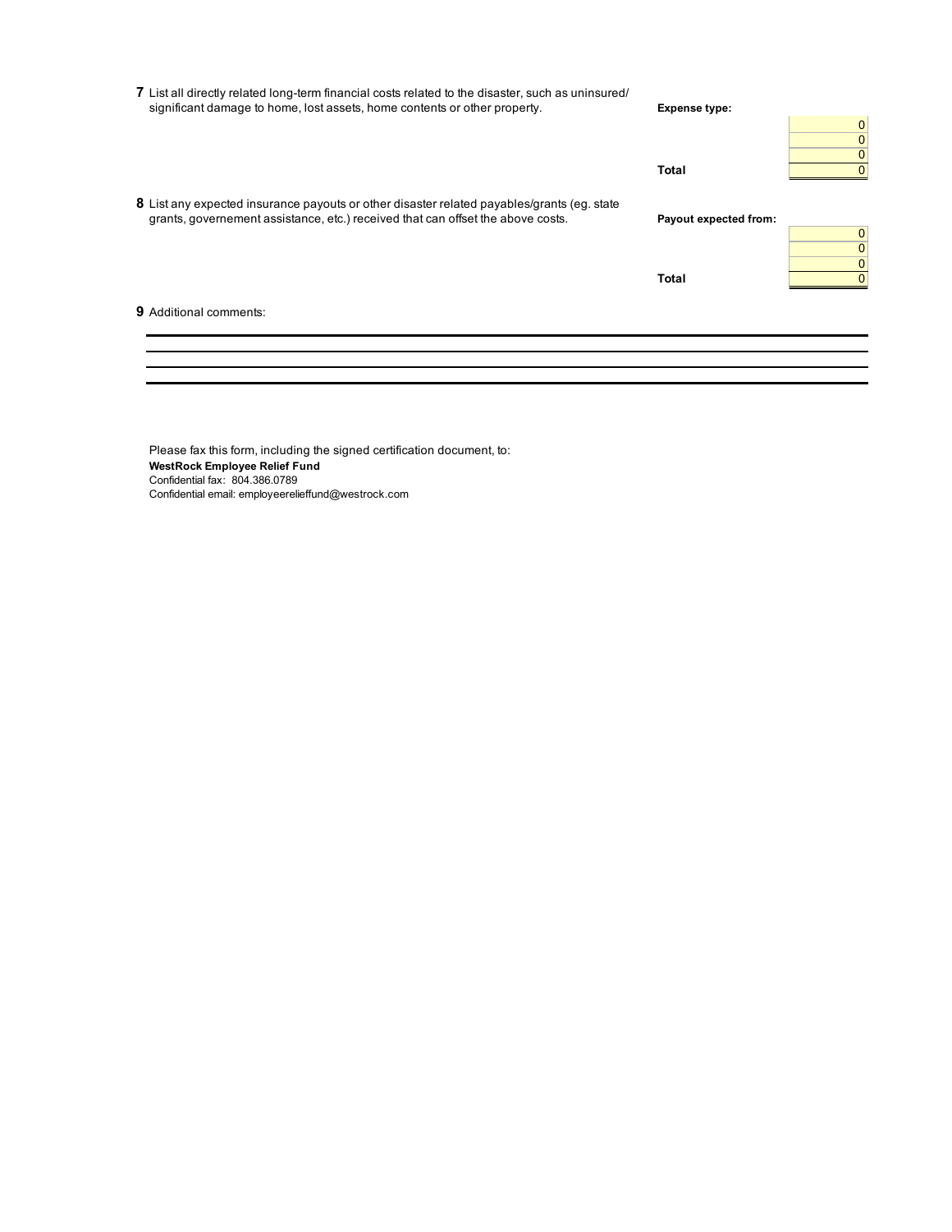**7** List all directly related long-term financial costs related to the disaster, such as uninsured/ significant damage to home, lost assets, home contents or other property.

| **Expense type:** | |
|---|---|
| | 0 |
| | 0 |
| | 0 |
| **Total** | 0 |

**8** List any expected insurance payouts or other disaster related payables/grants (eg. state grants, governement assistance, etc.) received that can offset the above costs.

| **Payout expected from:** | |
|---|---|
| | 0 |
| | 0 |
| | 0 |
| **Total** | 0 |

**9** Additional comments:

---

---

---

Please fax this form, including the signed certification document, to:

**WestRock Employee Relief Fund**

Confidential fax: 804.386.0789

Confidential email: employeerelieffund@westrock.com